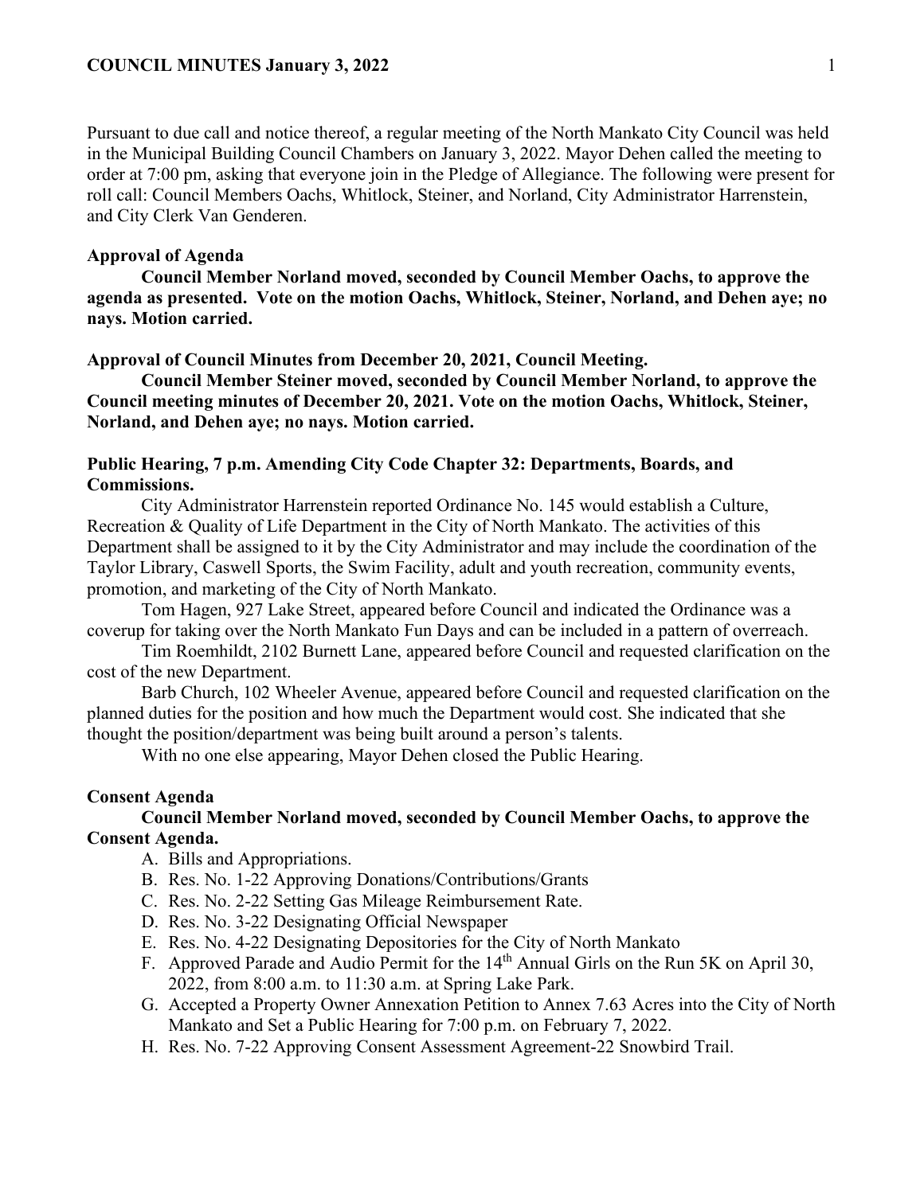Pursuant to due call and notice thereof, a regular meeting of the North Mankato City Council was held in the Municipal Building Council Chambers on January 3, 2022. Mayor Dehen called the meeting to order at 7:00 pm, asking that everyone join in the Pledge of Allegiance. The following were present for roll call: Council Members Oachs, Whitlock, Steiner, and Norland, City Administrator Harrenstein, and City Clerk Van Genderen.

**Approval of Agenda**

**Council Member Norland moved, seconded by Council Member Oachs, to approve the agenda as presented. Vote on the motion Oachs, Whitlock, Steiner, Norland, and Dehen aye; no nays. Motion carried.**

**Approval of Council Minutes from December 20, 2021, Council Meeting.**

**Council Member Steiner moved, seconded by Council Member Norland, to approve the Council meeting minutes of December 20, 2021. Vote on the motion Oachs, Whitlock, Steiner, Norland, and Dehen aye; no nays. Motion carried.**

**Public Hearing, 7 p.m. Amending City Code Chapter 32: Departments, Boards, and Commissions.**

City Administrator Harrenstein reported Ordinance No. 145 would establish a Culture, Recreation & Quality of Life Department in the City of North Mankato. The activities of this Department shall be assigned to it by the City Administrator and may include the coordination of the Taylor Library, Caswell Sports, the Swim Facility, adult and youth recreation, community events, promotion, and marketing of the City of North Mankato.

Tom Hagen, 927 Lake Street, appeared before Council and indicated the Ordinance was a coverup for taking over the North Mankato Fun Days and can be included in a pattern of overreach.

Tim Roemhildt, 2102 Burnett Lane, appeared before Council and requested clarification on the cost of the new Department.

Barb Church, 102 Wheeler Avenue, appeared before Council and requested clarification on the planned duties for the position and how much the Department would cost. She indicated that she thought the position/department was being built around a person's talents.

With no one else appearing, Mayor Dehen closed the Public Hearing.

**Consent Agenda**

**Council Member Norland moved, seconded by Council Member Oachs, to approve the Consent Agenda.**

A. Bills and Appropriations.
B. Res. No. 1-22 Approving Donations/Contributions/Grants
C. Res. No. 2-22 Setting Gas Mileage Reimbursement Rate.
D. Res. No. 3-22 Designating Official Newspaper
E. Res. No. 4-22 Designating Depositories for the City of North Mankato
F. Approved Parade and Audio Permit for the 14th Annual Girls on the Run 5K on April 30, 2022, from 8:00 a.m. to 11:30 a.m. at Spring Lake Park.
G. Accepted a Property Owner Annexation Petition to Annex 7.63 Acres into the City of North Mankato and Set a Public Hearing for 7:00 p.m. on February 7, 2022.
H. Res. No. 7-22 Approving Consent Assessment Agreement-22 Snowbird Trail.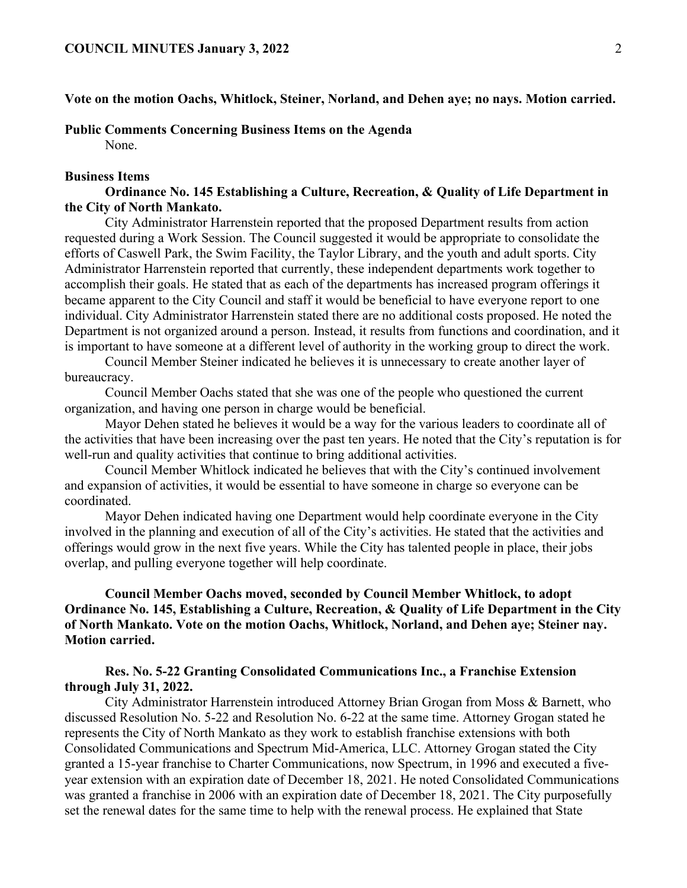**Vote on the motion Oachs, Whitlock, Steiner, Norland, and Dehen aye; no nays. Motion carried.**

**Public Comments Concerning Business Items on the Agenda**

None.

**Business Items**

**Ordinance No. 145 Establishing a Culture, Recreation, & Quality of Life Department in the City of North Mankato.**

City Administrator Harrenstein reported that the proposed Department results from action requested during a Work Session. The Council suggested it would be appropriate to consolidate the efforts of Caswell Park, the Swim Facility, the Taylor Library, and the youth and adult sports. City Administrator Harrenstein reported that currently, these independent departments work together to accomplish their goals. He stated that as each of the departments has increased program offerings it became apparent to the City Council and staff it would be beneficial to have everyone report to one individual. City Administrator Harrenstein stated there are no additional costs proposed. He noted the Department is not organized around a person. Instead, it results from functions and coordination, and it is important to have someone at a different level of authority in the working group to direct the work.

Council Member Steiner indicated he believes it is unnecessary to create another layer of bureaucracy.

Council Member Oachs stated that she was one of the people who questioned the current organization, and having one person in charge would be beneficial.

Mayor Dehen stated he believes it would be a way for the various leaders to coordinate all of the activities that have been increasing over the past ten years. He noted that the City's reputation is for well-run and quality activities that continue to bring additional activities.

Council Member Whitlock indicated he believes that with the City's continued involvement and expansion of activities, it would be essential to have someone in charge so everyone can be coordinated.

Mayor Dehen indicated having one Department would help coordinate everyone in the City involved in the planning and execution of all of the City's activities. He stated that the activities and offerings would grow in the next five years. While the City has talented people in place, their jobs overlap, and pulling everyone together will help coordinate.

**Council Member Oachs moved, seconded by Council Member Whitlock, to adopt Ordinance No. 145, Establishing a Culture, Recreation, & Quality of Life Department in the City of North Mankato. Vote on the motion Oachs, Whitlock, Norland, and Dehen aye; Steiner nay. Motion carried.**

**Res. No. 5-22 Granting Consolidated Communications Inc., a Franchise Extension through July 31, 2022.**

City Administrator Harrenstein introduced Attorney Brian Grogan from Moss & Barnett, who discussed Resolution No. 5-22 and Resolution No. 6-22 at the same time. Attorney Grogan stated he represents the City of North Mankato as they work to establish franchise extensions with both Consolidated Communications and Spectrum Mid-America, LLC. Attorney Grogan stated the City granted a 15-year franchise to Charter Communications, now Spectrum, in 1996 and executed a five-year extension with an expiration date of December 18, 2021. He noted Consolidated Communications was granted a franchise in 2006 with an expiration date of December 18, 2021. The City purposefully set the renewal dates for the same time to help with the renewal process. He explained that State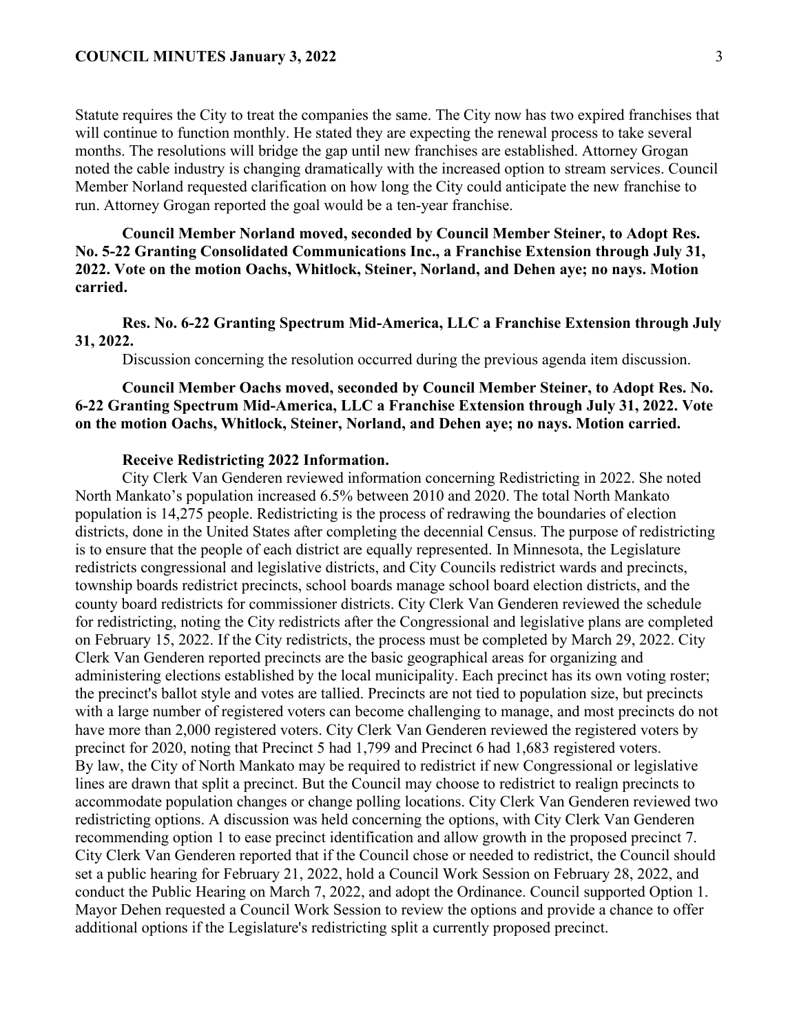Statute requires the City to treat the companies the same. The City now has two expired franchises that will continue to function monthly. He stated they are expecting the renewal process to take several months. The resolutions will bridge the gap until new franchises are established. Attorney Grogan noted the cable industry is changing dramatically with the increased option to stream services. Council Member Norland requested clarification on how long the City could anticipate the new franchise to run. Attorney Grogan reported the goal would be a ten-year franchise.

**Council Member Norland moved, seconded by Council Member Steiner, to Adopt Res. No. 5-22 Granting Consolidated Communications Inc., a Franchise Extension through July 31, 2022. Vote on the motion Oachs, Whitlock, Steiner, Norland, and Dehen aye; no nays. Motion carried.**

**Res. No. 6-22 Granting Spectrum Mid-America, LLC a Franchise Extension through July 31, 2022.**

Discussion concerning the resolution occurred during the previous agenda item discussion.

**Council Member Oachs moved, seconded by Council Member Steiner, to Adopt Res. No. 6-22 Granting Spectrum Mid-America, LLC a Franchise Extension through July 31, 2022. Vote on the motion Oachs, Whitlock, Steiner, Norland, and Dehen aye; no nays. Motion carried.**

**Receive Redistricting 2022 Information.**

City Clerk Van Genderen reviewed information concerning Redistricting in 2022. She noted North Mankato's population increased 6.5% between 2010 and 2020. The total North Mankato population is 14,275 people. Redistricting is the process of redrawing the boundaries of election districts, done in the United States after completing the decennial Census. The purpose of redistricting is to ensure that the people of each district are equally represented. In Minnesota, the Legislature redistricts congressional and legislative districts, and City Councils redistrict wards and precincts, township boards redistrict precincts, school boards manage school board election districts, and the county board redistricts for commissioner districts. City Clerk Van Genderen reviewed the schedule for redistricting, noting the City redistricts after the Congressional and legislative plans are completed on February 15, 2022. If the City redistricts, the process must be completed by March 29, 2022. City Clerk Van Genderen reported precincts are the basic geographical areas for organizing and administering elections established by the local municipality. Each precinct has its own voting roster; the precinct's ballot style and votes are tallied. Precincts are not tied to population size, but precincts with a large number of registered voters can become challenging to manage, and most precincts do not have more than 2,000 registered voters. City Clerk Van Genderen reviewed the registered voters by precinct for 2020, noting that Precinct 5 had 1,799 and Precinct 6 had 1,683 registered voters. By law, the City of North Mankato may be required to redistrict if new Congressional or legislative lines are drawn that split a precinct. But the Council may choose to redistrict to realign precincts to accommodate population changes or change polling locations. City Clerk Van Genderen reviewed two redistricting options. A discussion was held concerning the options, with City Clerk Van Genderen recommending option 1 to ease precinct identification and allow growth in the proposed precinct 7. City Clerk Van Genderen reported that if the Council chose or needed to redistrict, the Council should set a public hearing for February 21, 2022, hold a Council Work Session on February 28, 2022, and conduct the Public Hearing on March 7, 2022, and adopt the Ordinance. Council supported Option 1. Mayor Dehen requested a Council Work Session to review the options and provide a chance to offer additional options if the Legislature's redistricting split a currently proposed precinct.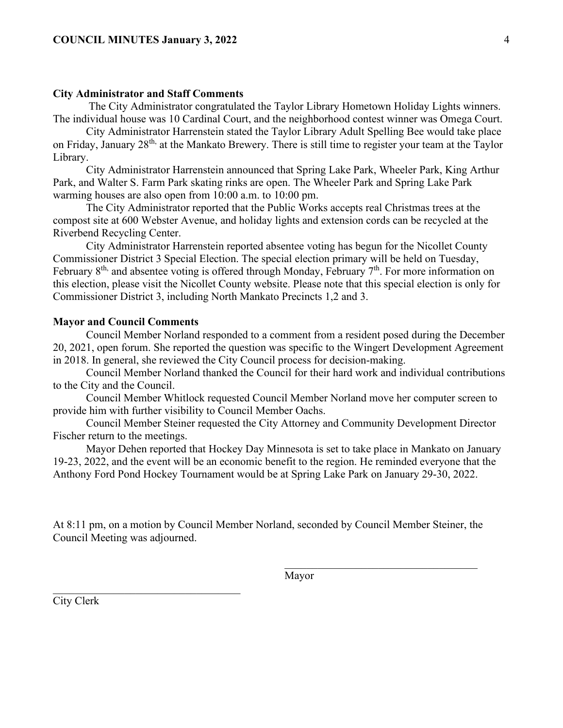**City Administrator and Staff Comments**

The City Administrator congratulated the Taylor Library Hometown Holiday Lights winners. The individual house was 10 Cardinal Court, and the neighborhood contest winner was Omega Court.

City Administrator Harrenstein stated the Taylor Library Adult Spelling Bee would take place on Friday, January 28th, at the Mankato Brewery. There is still time to register your team at the Taylor Library.

City Administrator Harrenstein announced that Spring Lake Park, Wheeler Park, King Arthur Park, and Walter S. Farm Park skating rinks are open. The Wheeler Park and Spring Lake Park warming houses are also open from 10:00 a.m. to 10:00 pm.

The City Administrator reported that the Public Works accepts real Christmas trees at the compost site at 600 Webster Avenue, and holiday lights and extension cords can be recycled at the Riverbend Recycling Center.

City Administrator Harrenstein reported absentee voting has begun for the Nicollet County Commissioner District 3 Special Election. The special election primary will be held on Tuesday, February 8th, and absentee voting is offered through Monday, February 7th. For more information on this election, please visit the Nicollet County website. Please note that this special election is only for Commissioner District 3, including North Mankato Precincts 1,2 and 3.

**Mayor and Council Comments**

Council Member Norland responded to a comment from a resident posed during the December 20, 2021, open forum. She reported the question was specific to the Wingert Development Agreement in 2018. In general, she reviewed the City Council process for decision-making.

Council Member Norland thanked the Council for their hard work and individual contributions to the City and the Council.

Council Member Whitlock requested Council Member Norland move her computer screen to provide him with further visibility to Council Member Oachs.

Council Member Steiner requested the City Attorney and Community Development Director Fischer return to the meetings.

Mayor Dehen reported that Hockey Day Minnesota is set to take place in Mankato on January 19-23, 2022, and the event will be an economic benefit to the region. He reminded everyone that the Anthony Ford Pond Hockey Tournament would be at Spring Lake Park on January 29-30, 2022.

At 8:11 pm, on a motion by Council Member Norland, seconded by Council Member Steiner, the Council Meeting was adjourned.

\_\_\_\_\_\_\_\_\_\_\_\_\_\_\_\_\_\_\_\_\_\_\_\_\_\_\_\_\_\_\_\_\_\_\_\_
Mayor

\_\_\_\_\_\_\_\_\_\_\_\_\_\_\_\_\_\_\_\_\_\_\_\_\_\_\_\_\_\_\_\_\_\_\_\_
City Clerk